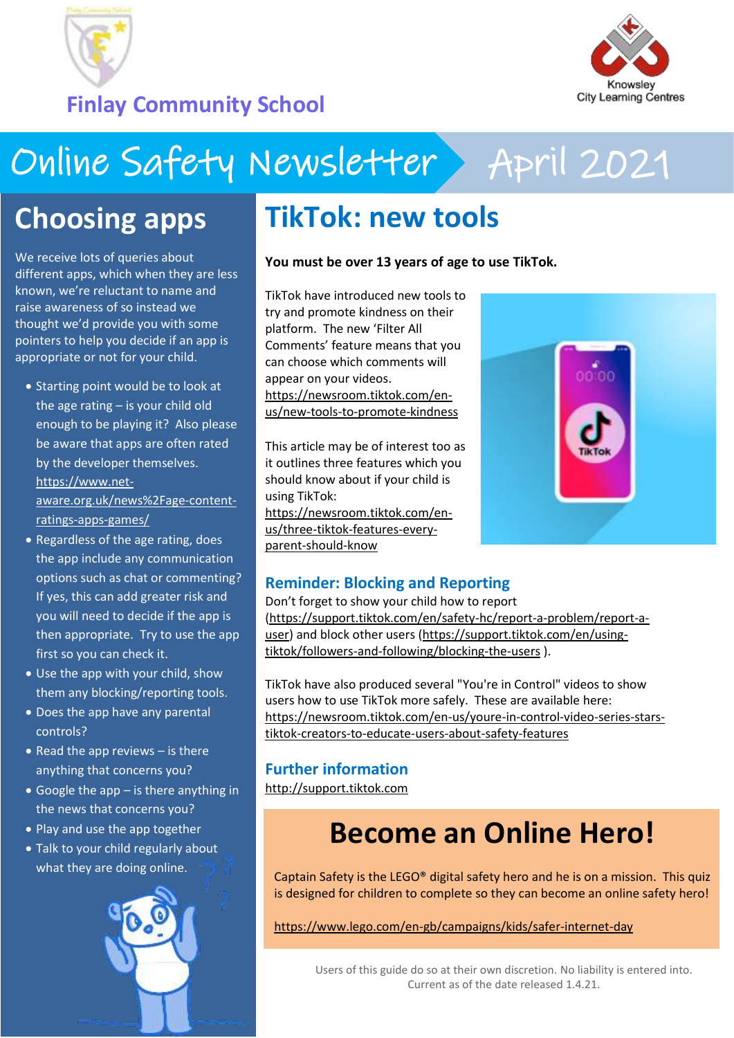Finlay Community School

Knowsley City Learning Centres

# Online Safety Newsletter April 2021

## Choosing apps

We receive lots of queries about different apps, which when they are less known, we're reluctant to name and raise awareness of so instead we thought we'd provide you with some pointers to help you decide if an app is appropriate or not for your child.

- Starting point would be to look at the age rating – is your child old enough to be playing it? Also please be aware that apps are often rated by the developer themselves. https://www.net-aware.org.uk/news%2Fage-content-ratings-apps-games/
- Regardless of the age rating, does the app include any communication options such as chat or commenting? If yes, this can add greater risk and you will need to decide if the app is then appropriate. Try to use the app first so you can check it.
- Use the app with your child, show them any blocking/reporting tools.
- Does the app have any parental controls?
- Read the app reviews – is there anything that concerns you?
- Google the app – is there anything in the news that concerns you?
- Play and use the app together
- Talk to your child regularly about what they are doing online.

## TikTok: new tools

**You must be over 13 years of age to use TikTok.**

TikTok have introduced new tools to try and promote kindness on their platform. The new 'Filter All Comments' feature means that you can choose which comments will appear on your videos. https://newsroom.tiktok.com/en-us/new-tools-to-promote-kindness

This article may be of interest too as it outlines three features which you should know about if your child is using TikTok: https://newsroom.tiktok.com/en-us/three-tiktok-features-every-parent-should-know

### Reminder: Blocking and Reporting

Don't forget to show your child how to report (https://support.tiktok.com/en/safety-hc/report-a-problem/report-a-user) and block other users (https://support.tiktok.com/en/using-tiktok/followers-and-following/blocking-the-users ).

TikTok have also produced several "You're in Control" videos to show users how to use TikTok more safely. These are available here: https://newsroom.tiktok.com/en-us/youre-in-control-video-series-stars-tiktok-creators-to-educate-users-about-safety-features

### Further information

http://support.tiktok.com

## Become an Online Hero!

Captain Safety is the LEGO® digital safety hero and he is on a mission. This quiz is designed for children to complete so they can become an online safety hero!

https://www.lego.com/en-gb/campaigns/kids/safer-internet-day

Users of this guide do so at their own discretion. No liability is entered into. Current as of the date released 1.4.21.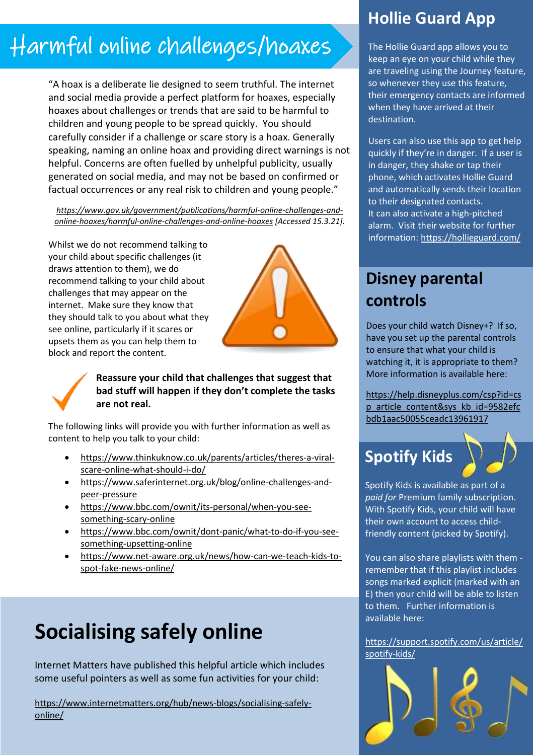# Harmful online challenges/hoaxes

"A hoax is a deliberate lie designed to seem truthful. The internet and social media provide a perfect platform for hoaxes, especially hoaxes about challenges or trends that are said to be harmful to children and young people to be spread quickly. You should carefully consider if a challenge or scare story is a hoax. Generally speaking, naming an online hoax and providing direct warnings is not helpful. Concerns are often fuelled by unhelpful publicity, usually generated on social media, and may not be based on confirmed or factual occurrences or any real risk to children and young people."

*https://www.gov.uk/government/publications/harmful-online-challenges-and-online-hoaxes/harmful-online-challenges-and-online-hoaxes [Accessed 15.3.21].*

Whilst we do not recommend talking to your child about specific challenges (it draws attention to them), we do recommend talking to your child about challenges that may appear on the internet. Make sure they know that they should talk to you about what they see online, particularly if it scares or upsets them as you can help them to block and report the content.

**Reassure your child that challenges that suggest that bad stuff will happen if they don't complete the tasks are not real.**

The following links will provide you with further information as well as content to help you talk to your child:

- https://www.thinkuknow.co.uk/parents/articles/theres-a-viral-scare-online-what-should-i-do/
- https://www.saferinternet.org.uk/blog/online-challenges-and-peer-pressure
- https://www.bbc.com/ownit/its-personal/when-you-see-something-scary-online
- https://www.bbc.com/ownit/dont-panic/what-to-do-if-you-see-something-upsetting-online
- https://www.net-aware.org.uk/news/how-can-we-teach-kids-to-spot-fake-news-online/

# Socialising safely online

Internet Matters have published this helpful article which includes some useful pointers as well as some fun activities for your child:

https://www.internetmatters.org/hub/news-blogs/socialising-safely-online/

## Hollie Guard App

The Hollie Guard app allows you to keep an eye on your child while they are traveling using the Journey feature, so whenever they use this feature, their emergency contacts are informed when they have arrived at their destination.

Users can also use this app to get help quickly if they're in danger. If a user is in danger, they shake or tap their phone, which activates Hollie Guard and automatically sends their location to their designated contacts. It can also activate a high-pitched alarm. Visit their website for further information: https://hollieguard.com/

## Disney parental controls

Does your child watch Disney+? If so, have you set up the parental controls to ensure that what your child is watching it, it is appropriate to them? More information is available here:

https://help.disneyplus.com/csp?id=csp_article_content&sys_kb_id=9582efcbdb1aac50055ceadc13961917

## Spotify Kids

Spotify Kids is available as part of a *paid for* Premium family subscription. With Spotify Kids, your child will have their own account to access child-friendly content (picked by Spotify).

You can also share playlists with them - remember that if this playlist includes songs marked explicit (marked with an E) then your child will be able to listen to them. Further information is available here:

https://support.spotify.com/us/article/spotify-kids/